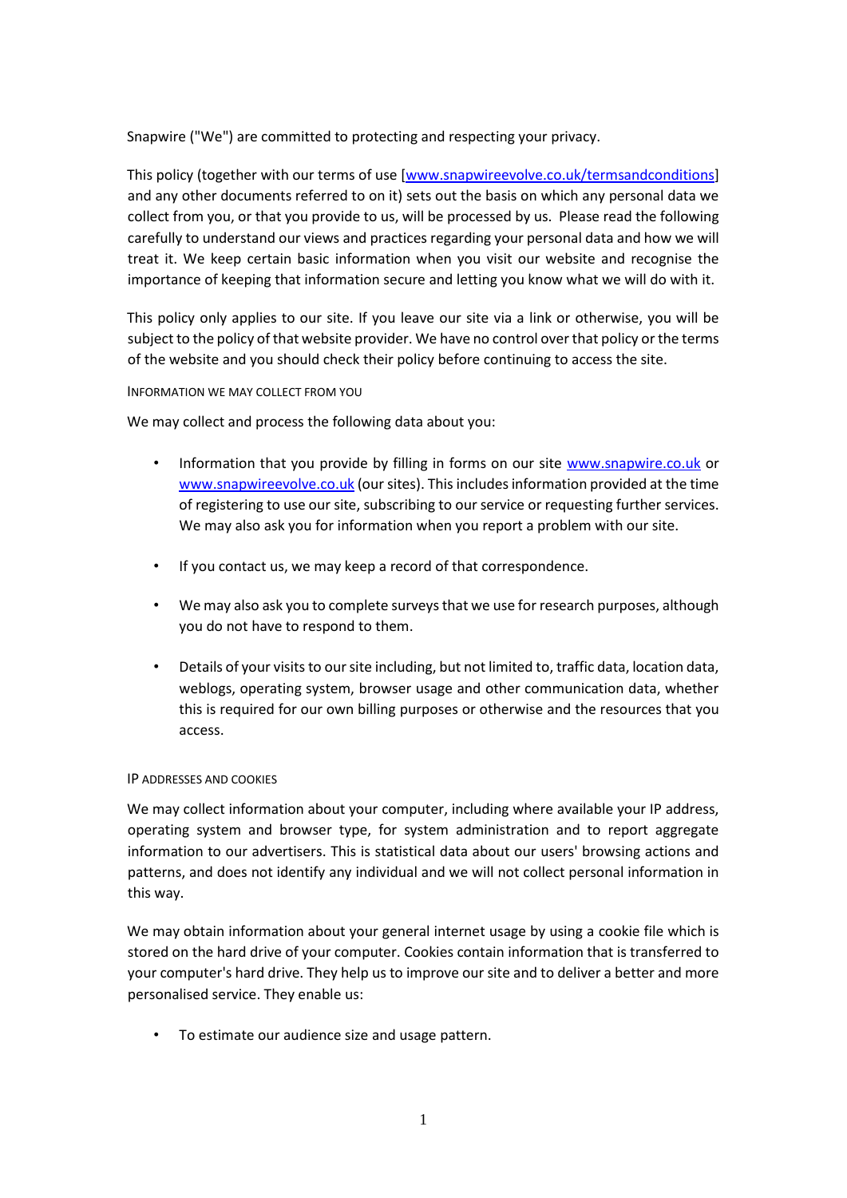Snapwire ("We") are committed to protecting and respecting your privacy.

This policy (together with our terms of use [www.snapwireevolve.co.uk/termsandconditions] and any other documents referred to on it) sets out the basis on which any personal data we collect from you, or that you provide to us, will be processed by us. Please read the following carefully to understand our views and practices regarding your personal data and how we will treat it. We keep certain basic information when you visit our website and recognise the importance of keeping that information secure and letting you know what we will do with it.

This policy only applies to our site. If you leave our site via a link or otherwise, you will be subject to the policy of that website provider. We have no control over that policy or the terms of the website and you should check their policy before continuing to access the site.

## INFORMATION WE MAY COLLECT FROM YOU

We may collect and process the following data about you:

- Information that you provide by filling in forms on our site www.snapwire.co.uk or www.snapwireevolve.co.uk (our sites). This includes information provided at the time of registering to use our site, subscribing to our service or requesting further services. We may also ask you for information when you report a problem with our site.

- If you contact us, we may keep a record of that correspondence.

- We may also ask you to complete surveys that we use for research purposes, although you do not have to respond to them.

- Details of your visits to our site including, but not limited to, traffic data, location data, weblogs, operating system, browser usage and other communication data, whether this is required for our own billing purposes or otherwise and the resources that you access.

## IP ADDRESSES AND COOKIES

We may collect information about your computer, including where available your IP address, operating system and browser type, for system administration and to report aggregate information to our advertisers. This is statistical data about our users' browsing actions and patterns, and does not identify any individual and we will not collect personal information in this way.

We may obtain information about your general internet usage by using a cookie file which is stored on the hard drive of your computer. Cookies contain information that is transferred to your computer's hard drive. They help us to improve our site and to deliver a better and more personalised service. They enable us:

- To estimate our audience size and usage pattern.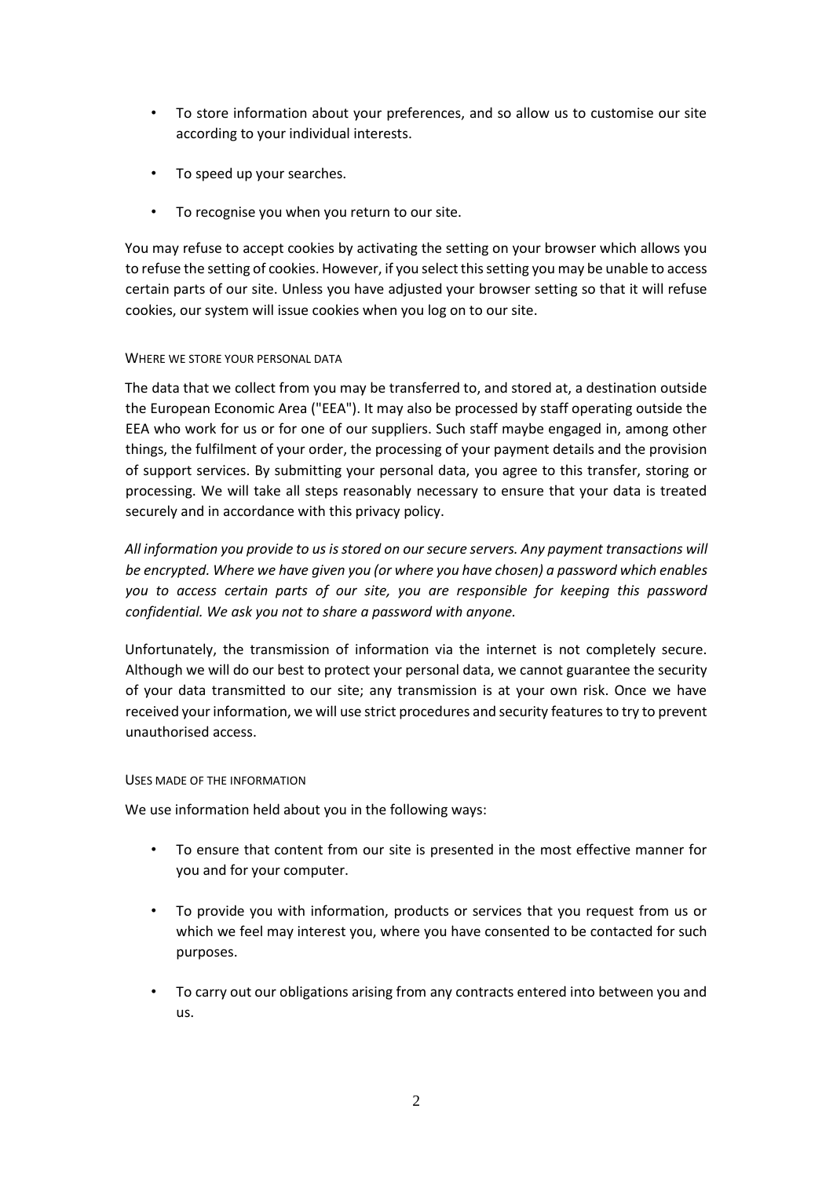- To store information about your preferences, and so allow us to customise our site according to your individual interests.
- To speed up your searches.
- To recognise you when you return to our site.

You may refuse to accept cookies by activating the setting on your browser which allows you to refuse the setting of cookies. However, if you select this setting you may be unable to access certain parts of our site. Unless you have adjusted your browser setting so that it will refuse cookies, our system will issue cookies when you log on to our site.

### WHERE WE STORE YOUR PERSONAL DATA

The data that we collect from you may be transferred to, and stored at, a destination outside the European Economic Area ("EEA"). It may also be processed by staff operating outside the EEA who work for us or for one of our suppliers. Such staff maybe engaged in, among other things, the fulfilment of your order, the processing of your payment details and the provision of support services. By submitting your personal data, you agree to this transfer, storing or processing. We will take all steps reasonably necessary to ensure that your data is treated securely and in accordance with this privacy policy.

*All information you provide to us is stored on our secure servers. Any payment transactions will be encrypted. Where we have given you (or where you have chosen) a password which enables you to access certain parts of our site, you are responsible for keeping this password confidential. We ask you not to share a password with anyone.*

Unfortunately, the transmission of information via the internet is not completely secure. Although we will do our best to protect your personal data, we cannot guarantee the security of your data transmitted to our site; any transmission is at your own risk. Once we have received your information, we will use strict procedures and security features to try to prevent unauthorised access.

### USES MADE OF THE INFORMATION

We use information held about you in the following ways:

- To ensure that content from our site is presented in the most effective manner for you and for your computer.
- To provide you with information, products or services that you request from us or which we feel may interest you, where you have consented to be contacted for such purposes.
- To carry out our obligations arising from any contracts entered into between you and us.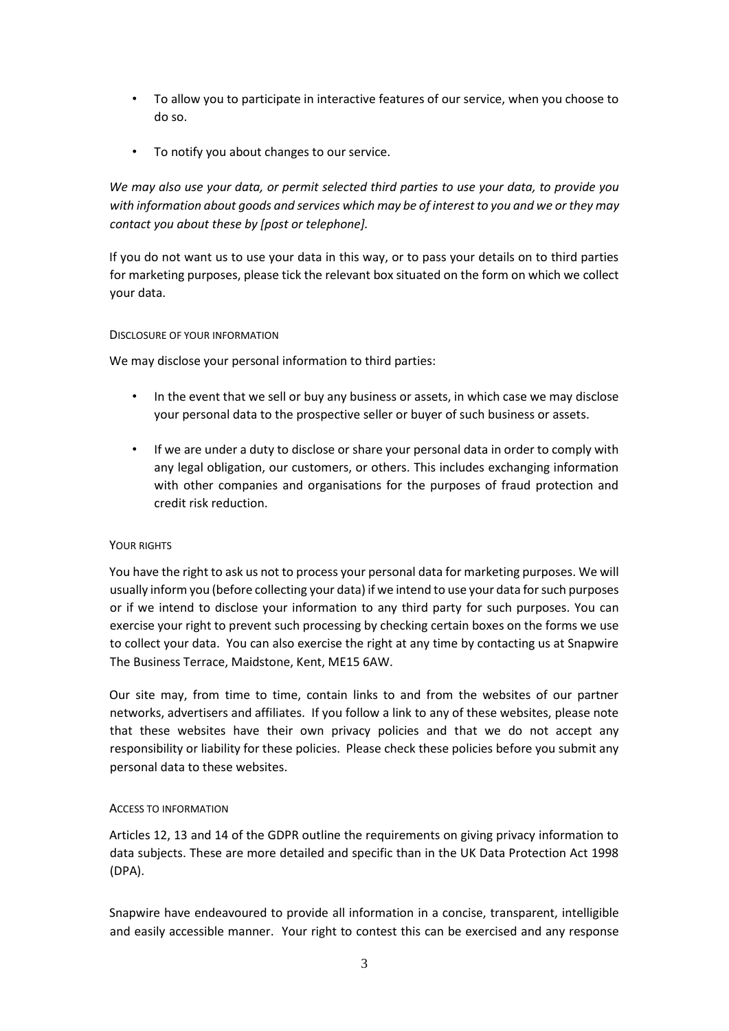- To allow you to participate in interactive features of our service, when you choose to do so.
- To notify you about changes to our service.

*We may also use your data, or permit selected third parties to use your data, to provide you with information about goods and services which may be of interest to you and we or they may contact you about these by [post or telephone].*

If you do not want us to use your data in this way, or to pass your details on to third parties for marketing purposes, please tick the relevant box situated on the form on which we collect your data.

### Disclosure of your information

We may disclose your personal information to third parties:

- In the event that we sell or buy any business or assets, in which case we may disclose your personal data to the prospective seller or buyer of such business or assets.
- If we are under a duty to disclose or share your personal data in order to comply with any legal obligation, our customers, or others. This includes exchanging information with other companies and organisations for the purposes of fraud protection and credit risk reduction.

### Your rights

You have the right to ask us not to process your personal data for marketing purposes. We will usually inform you (before collecting your data) if we intend to use your data for such purposes or if we intend to disclose your information to any third party for such purposes. You can exercise your right to prevent such processing by checking certain boxes on the forms we use to collect your data. You can also exercise the right at any time by contacting us at Snapwire The Business Terrace, Maidstone, Kent, ME15 6AW.

Our site may, from time to time, contain links to and from the websites of our partner networks, advertisers and affiliates. If you follow a link to any of these websites, please note that these websites have their own privacy policies and that we do not accept any responsibility or liability for these policies. Please check these policies before you submit any personal data to these websites.

### Access to information

Articles 12, 13 and 14 of the GDPR outline the requirements on giving privacy information to data subjects. These are more detailed and specific than in the UK Data Protection Act 1998 (DPA).

Snapwire have endeavoured to provide all information in a concise, transparent, intelligible and easily accessible manner. Your right to contest this can be exercised and any response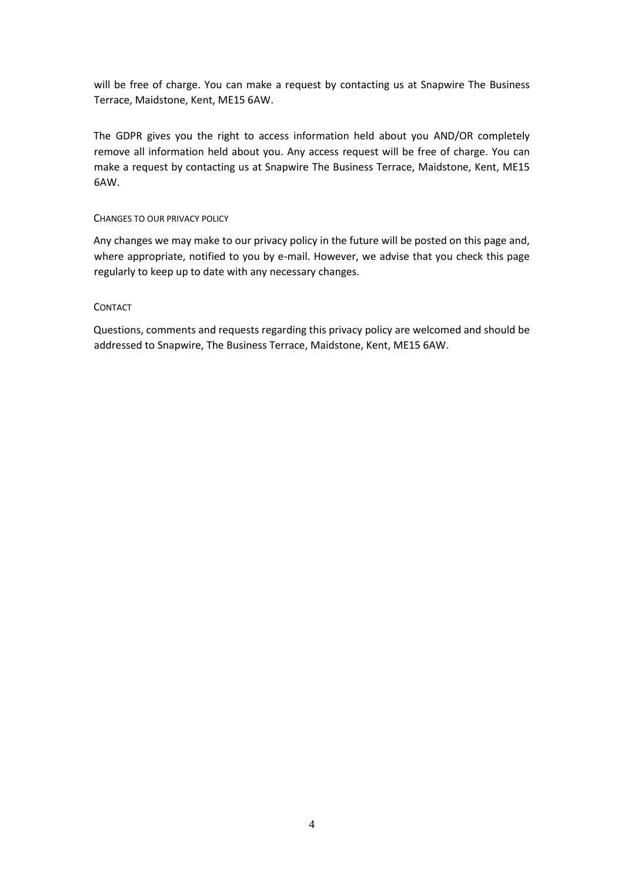will be free of charge. You can make a request by contacting us at Snapwire The Business Terrace, Maidstone, Kent, ME15 6AW.

The GDPR gives you the right to access information held about you AND/OR completely remove all information held about you. Any access request will be free of charge. You can make a request by contacting us at Snapwire The Business Terrace, Maidstone, Kent, ME15 6AW.

## CHANGES TO OUR PRIVACY POLICY

Any changes we may make to our privacy policy in the future will be posted on this page and, where appropriate, notified to you by e-mail. However, we advise that you check this page regularly to keep up to date with any necessary changes.

## CONTACT

Questions, comments and requests regarding this privacy policy are welcomed and should be addressed to Snapwire, The Business Terrace, Maidstone, Kent, ME15 6AW.